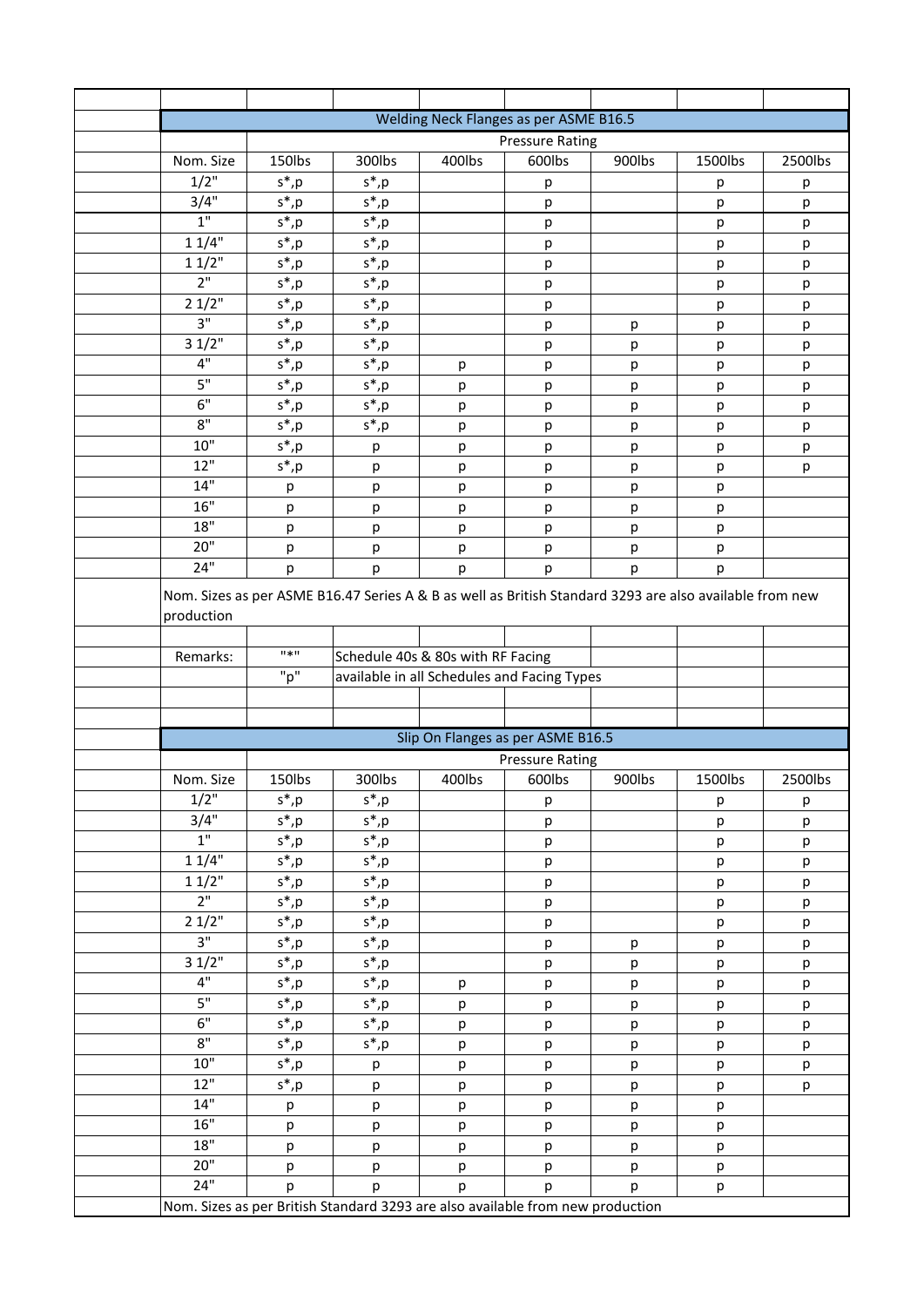## Welding Neck Flanges as per ASME B16.5

| | Pressure Rating | | | | | | |
|---|---|---|---|---|---|---|---|
| Nom. Size | 150lbs | 300lbs | 400lbs | 600lbs | 900lbs | 1500lbs | 2500lbs |
| 1/2" | s*,p | s*,p | | p | | p | p |
| 3/4" | s*,p | s*,p | | p | | p | p |
| 1" | s*,p | s*,p | | p | | p | p |
| 1 1/4" | s*,p | s*,p | | p | | p | p |
| 1 1/2" | s*,p | s*,p | | p | | p | p |
| 2" | s*,p | s*,p | | p | | p | p |
| 2 1/2" | s*,p | s*,p | | p | | p | p |
| 3" | s*,p | s*,p | | p | p | p | p |
| 3 1/2" | s*,p | s*,p | | p | p | p | p |
| 4" | s*,p | s*,p | p | p | p | p | p |
| 5" | s*,p | s*,p | p | p | p | p | p |
| 6" | s*,p | s*,p | p | p | p | p | p |
| 8" | s*,p | s*,p | p | p | p | p | p |
| 10" | s*,p | p | p | p | p | p | p |
| 12" | s*,p | p | p | p | p | p | p |
| 14" | p | p | p | p | p | p | |
| 16" | p | p | p | p | p | p | |
| 18" | p | p | p | p | p | p | |
| 20" | p | p | p | p | p | p | |
| 24" | p | p | p | p | p | p | |

Nom. Sizes as per ASME B16.47 Series A & B as well as British Standard 3293 are also available from new production

| Remarks: | "*" | Schedule 40s & 80s with RF Facing |
|---|---|---|
| | "p" | available in all Schedules and Facing Types |

## Slip On Flanges as per ASME B16.5

| | Pressure Rating | | | | | | |
|---|---|---|---|---|---|---|---|
| Nom. Size | 150lbs | 300lbs | 400lbs | 600lbs | 900lbs | 1500lbs | 2500lbs |
| 1/2" | s*,p | s*,p | | p | | p | p |
| 3/4" | s*,p | s*,p | | p | | p | p |
| 1" | s*,p | s*,p | | p | | p | p |
| 1 1/4" | s*,p | s*,p | | p | | p | p |
| 1 1/2" | s*,p | s*,p | | p | | p | p |
| 2" | s*,p | s*,p | | p | | p | p |
| 2 1/2" | s*,p | s*,p | | p | | p | p |
| 3" | s*,p | s*,p | | p | p | p | p |
| 3 1/2" | s*,p | s*,p | | p | p | p | p |
| 4" | s*,p | s*,p | p | p | p | p | p |
| 5" | s*,p | s*,p | p | p | p | p | p |
| 6" | s*,p | s*,p | p | p | p | p | p |
| 8" | s*,p | s*,p | p | p | p | p | p |
| 10" | s*,p | p | p | p | p | p | p |
| 12" | s*,p | p | p | p | p | p | p |
| 14" | p | p | p | p | p | p | |
| 16" | p | p | p | p | p | p | |
| 18" | p | p | p | p | p | p | |
| 20" | p | p | p | p | p | p | |
| 24" | p | p | p | p | p | p | |

Nom. Sizes as per British Standard 3293 are also available from new production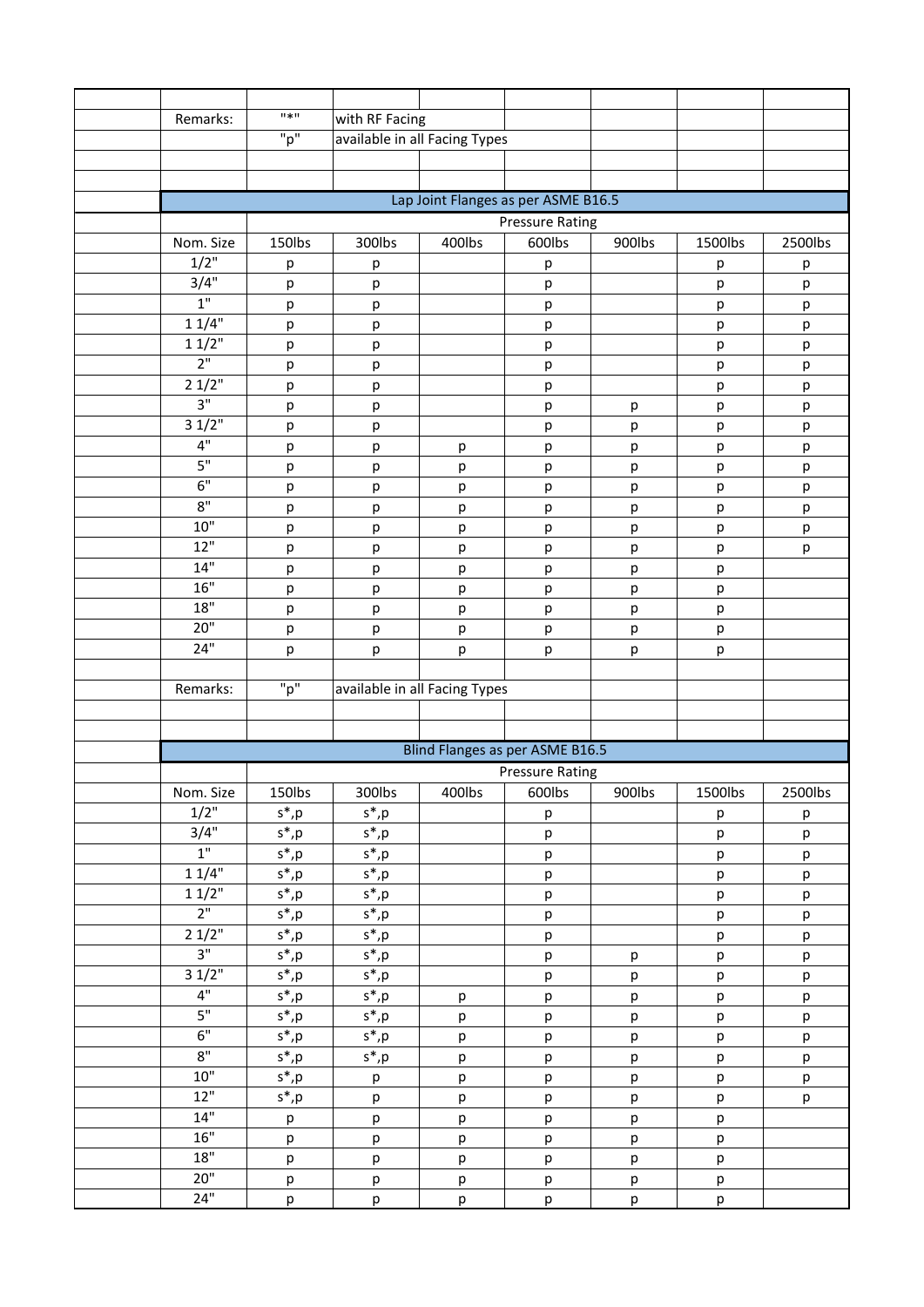Remarks:

| | |
|---|---|
| "*" | with RF Facing |
| "p" | available in all Facing Types |

## Lap Joint Flanges as per ASME B16.5

| | Pressure Rating | | | | | | |
|---|---|---|---|---|---|---|---|
| Nom. Size | 150lbs | 300lbs | 400lbs | 600lbs | 900lbs | 1500lbs | 2500lbs |
| 1/2" | p | p | | p | | p | p |
| 3/4" | p | p | | p | | p | p |
| 1" | p | p | | p | | p | p |
| 1 1/4" | p | p | | p | | p | p |
| 1 1/2" | p | p | | p | | p | p |
| 2" | p | p | | p | | p | p |
| 2 1/2" | p | p | | p | | p | p |
| 3" | p | p | | p | p | p | p |
| 3 1/2" | p | p | | p | p | p | p |
| 4" | p | p | p | p | p | p | p |
| 5" | p | p | p | p | p | p | p |
| 6" | p | p | p | p | p | p | p |
| 8" | p | p | p | p | p | p | p |
| 10" | p | p | p | p | p | p | p |
| 12" | p | p | p | p | p | p | p |
| 14" | p | p | p | p | p | p | |
| 16" | p | p | p | p | p | p | |
| 18" | p | p | p | p | p | p | |
| 20" | p | p | p | p | p | p | |
| 24" | p | p | p | p | p | p | |

Remarks: "p" available in all Facing Types

## Blind Flanges as per ASME B16.5

| | Pressure Rating | | | | | | |
|---|---|---|---|---|---|---|---|
| Nom. Size | 150lbs | 300lbs | 400lbs | 600lbs | 900lbs | 1500lbs | 2500lbs |
| 1/2" | s*,p | s*,p | | p | | p | p |
| 3/4" | s*,p | s*,p | | p | | p | p |
| 1" | s*,p | s*,p | | p | | p | p |
| 1 1/4" | s*,p | s*,p | | p | | p | p |
| 1 1/2" | s*,p | s*,p | | p | | p | p |
| 2" | s*,p | s*,p | | p | | p | p |
| 2 1/2" | s*,p | s*,p | | p | | p | p |
| 3" | s*,p | s*,p | | p | p | p | p |
| 3 1/2" | s*,p | s*,p | | p | p | p | p |
| 4" | s*,p | s*,p | p | p | p | p | p |
| 5" | s*,p | s*,p | p | p | p | p | p |
| 6" | s*,p | s*,p | p | p | p | p | p |
| 8" | s*,p | s*,p | p | p | p | p | p |
| 10" | s*,p | p | p | p | p | p | p |
| 12" | s*,p | p | p | p | p | p | p |
| 14" | p | p | p | p | p | p | |
| 16" | p | p | p | p | p | p | |
| 18" | p | p | p | p | p | p | |
| 20" | p | p | p | p | p | p | |
| 24" | p | p | p | p | p | p | |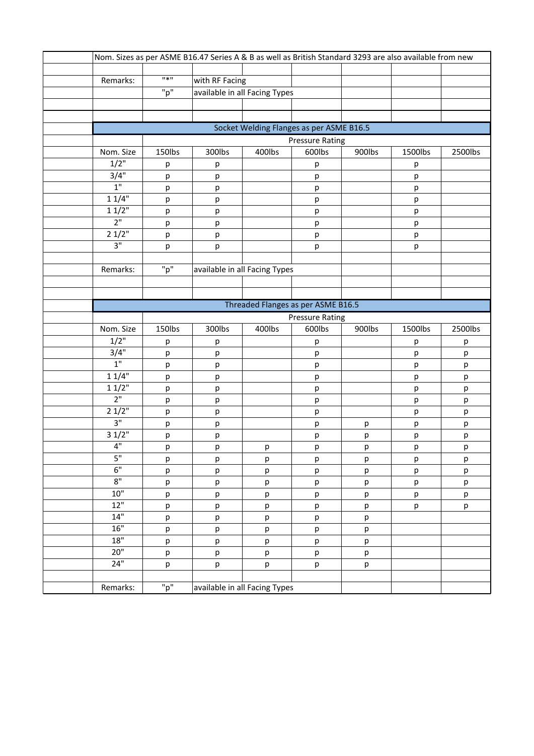Nom. Sizes as per ASME B16.47 Series A & B as well as British Standard 3293 are also available from new

Remarks: "*" with RF Facing

"p" available in all Facing Types

## Socket Welding Flanges as per ASME B16.5

| | Pressure Rating | | | | | | |
|---|---|---|---|---|---|---|---|
| Nom. Size | 150lbs | 300lbs | 400lbs | 600lbs | 900lbs | 1500lbs | 2500lbs |
| 1/2" | p | p | | p | | p | |
| 3/4" | p | p | | p | | p | |
| 1" | p | p | | p | | p | |
| 1 1/4" | p | p | | p | | p | |
| 1 1/2" | p | p | | p | | p | |
| 2" | p | p | | p | | p | |
| 2 1/2" | p | p | | p | | p | |
| 3" | p | p | | p | | p | |

Remarks: "p" available in all Facing Types

## Threaded Flanges as per ASME B16.5

| | Pressure Rating | | | | | | |
|---|---|---|---|---|---|---|---|
| Nom. Size | 150lbs | 300lbs | 400lbs | 600lbs | 900lbs | 1500lbs | 2500lbs |
| 1/2" | p | p | | p | | p | p |
| 3/4" | p | p | | p | | p | p |
| 1" | p | p | | p | | p | p |
| 1 1/4" | p | p | | p | | p | p |
| 1 1/2" | p | p | | p | | p | p |
| 2" | p | p | | p | | p | p |
| 2 1/2" | p | p | | p | | p | p |
| 3" | p | p | | p | p | p | p |
| 3 1/2" | p | p | | p | p | p | p |
| 4" | p | p | p | p | p | p | p |
| 5" | p | p | p | p | p | p | p |
| 6" | p | p | p | p | p | p | p |
| 8" | p | p | p | p | p | p | p |
| 10" | p | p | p | p | p | p | p |
| 12" | p | p | p | p | p | p | p |
| 14" | p | p | p | p | p | | |
| 16" | p | p | p | p | p | | |
| 18" | p | p | p | p | p | | |
| 20" | p | p | p | p | p | | |
| 24" | p | p | p | p | p | | |

Remarks: "p" available in all Facing Types